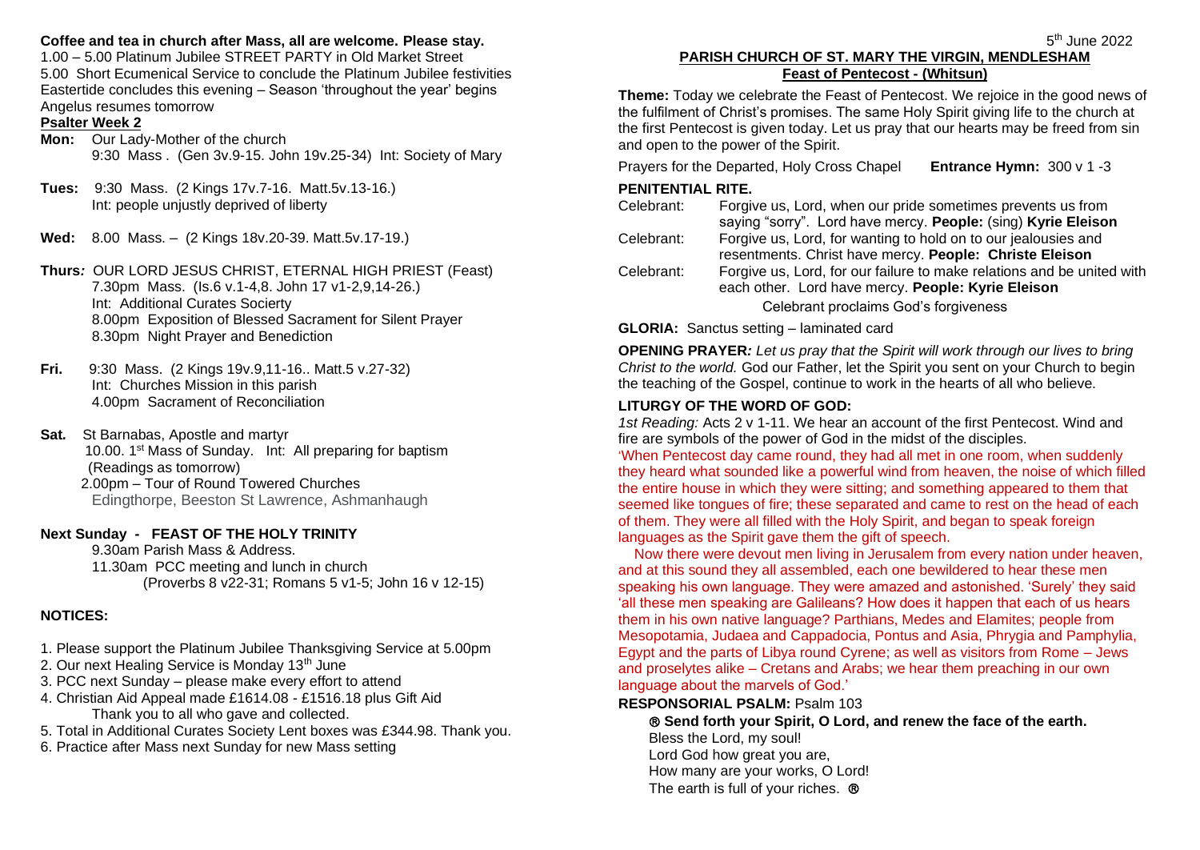**Coffee and tea in church after Mass, all are welcome. Please stay.**

1.00 – 5.00 Platinum Jubilee STREET PARTY in Old Market Street
5.00 Short Ecumenical Service to conclude the Platinum Jubilee festivities
Eastertide concludes this evening – Season 'throughout the year' begins
Angelus resumes tomorrow

**Psalter Week 2**

**Mon:** Our Lady-Mother of the church
9:30 Mass . (Gen 3v.9-15. John 19v.25-34) Int: Society of Mary

**Tues:** 9:30 Mass. (2 Kings 17v.7-16. Matt.5v.13-16.)
Int: people unjustly deprived of liberty

**Wed:** 8.00 Mass. – (2 Kings 18v.20-39. Matt.5v.17-19.)

**Thurs:** OUR LORD JESUS CHRIST, ETERNAL HIGH PRIEST (Feast)
7.30pm Mass. (Is.6 v.1-4,8. John 17 v1-2,9,14-26.)
Int: Additional Curates Socierty
8.00pm Exposition of Blessed Sacrament for Silent Prayer
8.30pm Night Prayer and Benediction

**Fri.** 9:30 Mass. (2 Kings 19v.9,11-16.. Matt.5 v.27-32)
Int: Churches Mission in this parish
4.00pm Sacrament of Reconciliation

**Sat.** St Barnabas, Apostle and martyr
10.00. 1st Mass of Sunday. Int: All preparing for baptism
(Readings as tomorrow)
2.00pm – Tour of Round Towered Churches
Edingthorpe, Beeston St Lawrence, Ashmanhaugh

**Next Sunday - FEAST OF THE HOLY TRINITY**
9.30am Parish Mass & Address.
11.30am PCC meeting and lunch in church
(Proverbs 8 v22-31; Romans 5 v1-5; John 16 v 12-15)

## NOTICES:

1. Please support the Platinum Jubilee Thanksgiving Service at 5.00pm
2. Our next Healing Service is Monday 13th June
3. PCC next Sunday – please make every effort to attend
4. Christian Aid Appeal made £1614.08 - £1516.18 plus Gift Aid
   Thank you to all who gave and collected.
5. Total in Additional Curates Society Lent boxes was £344.98. Thank you.
6. Practice after Mass next Sunday for new Mass setting

5th June 2022

**PARISH CHURCH OF ST. MARY THE VIRGIN, MENDLESHAM**
**Feast of Pentecost - (Whitsun)**

**Theme:** Today we celebrate the Feast of Pentecost. We rejoice in the good news of the fulfilment of Christ's promises. The same Holy Spirit giving life to the church at the first Pentecost is given today. Let us pray that our hearts may be freed from sin and open to the power of the Spirit.

Prayers for the Departed, Holy Cross Chapel **Entrance Hymn:** 300 v 1 -3

**PENITENTIAL RITE.**

Celebrant: Forgive us, Lord, when our pride sometimes prevents us from saying "sorry". Lord have mercy. **People:** (sing) **Kyrie Eleison**
Celebrant: Forgive us, Lord, for wanting to hold on to our jealousies and resentments. Christ have mercy. **People: Christe Eleison**
Celebrant: Forgive us, Lord, for our failure to make relations and be united with each other. Lord have mercy. **People: Kyrie Eleison**
Celebrant proclaims God's forgiveness

**GLORIA:** Sanctus setting – laminated card

**OPENING PRAYER:** *Let us pray that the Spirit will work through our lives to bring Christ to the world.* God our Father, let the Spirit you sent on your Church to begin the teaching of the Gospel, continue to work in the hearts of all who believe.

**LITURGY OF THE WORD OF GOD:**

*1st Reading:* Acts 2 v 1-11. We hear an account of the first Pentecost. Wind and fire are symbols of the power of God in the midst of the disciples.
'When Pentecost day came round, they had all met in one room, when suddenly they heard what sounded like a powerful wind from heaven, the noise of which filled the entire house in which they were sitting; and something appeared to them that seemed like tongues of fire; these separated and came to rest on the head of each of them. They were all filled with the Holy Spirit, and began to speak foreign languages as the Spirit gave them the gift of speech.

Now there were devout men living in Jerusalem from every nation under heaven, and at this sound they all assembled, each one bewildered to hear these men speaking his own language. They were amazed and astonished. 'Surely' they said 'all these men speaking are Galileans? How does it happen that each of us hears them in his own native language? Parthians, Medes and Elamites; people from Mesopotamia, Judaea and Cappadocia, Pontus and Asia, Phrygia and Pamphylia, Egypt and the parts of Libya round Cyrene; as well as visitors from Rome – Jews and proselytes alike – Cretans and Arabs; we hear them preaching in our own language about the marvels of God.'

**RESPONSORIAL PSALM:** Psalm 103
℟ **Send forth your Spirit, O Lord, and renew the face of the earth.**
Bless the Lord, my soul!
Lord God how great you are,
How many are your works, O Lord!
The earth is full of your riches. ℟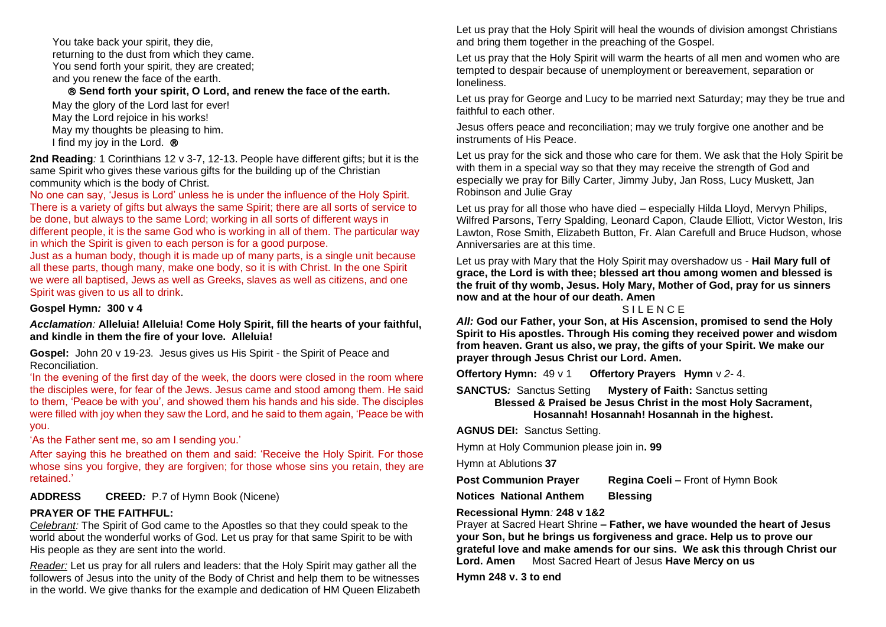You take back your spirit, they die,
returning to the dust from which they came.
You send forth your spirit, they are created;
and you renew the face of the earth.

℟ **Send forth your spirit, O Lord, and renew the face of the earth.**

May the glory of the Lord last for ever!
May the Lord rejoice in his works!
May my thoughts be pleasing to him.
I find my joy in the Lord. ℟

**2nd Reading***:* 1 Corinthians 12 v 3-7, 12-13. People have different gifts; but it is the same Spirit who gives these various gifts for the building up of the Christian community which is the body of Christ.

No one can say, 'Jesus is Lord' unless he is under the influence of the Holy Spirit. There is a variety of gifts but always the same Spirit; there are all sorts of service to be done, but always to the same Lord; working in all sorts of different ways in different people, it is the same God who is working in all of them. The particular way in which the Spirit is given to each person is for a good purpose.

Just as a human body, though it is made up of many parts, is a single unit because all these parts, though many, make one body, so it is with Christ. In the one Spirit we were all baptised, Jews as well as Greeks, slaves as well as citizens, and one Spirit was given to us all to drink.

**Gospel Hymn***:* **300 v 4**

***Acclamation****:* **Alleluia! Alleluia! Come Holy Spirit, fill the hearts of your faithful, and kindle in them the fire of your love. Alleluia!**

**Gospel:** John 20 v 19-23. Jesus gives us His Spirit - the Spirit of Peace and Reconciliation.

'In the evening of the first day of the week, the doors were closed in the room where the disciples were, for fear of the Jews. Jesus came and stood among them. He said to them, 'Peace be with you', and showed them his hands and his side. The disciples were filled with joy when they saw the Lord, and he said to them again, 'Peace be with you.

'As the Father sent me, so am I sending you.'

After saying this he breathed on them and said: 'Receive the Holy Spirit. For those whose sins you forgive, they are forgiven; for those whose sins you retain, they are retained.'

**ADDRESS** **CREED***:* P.7 of Hymn Book (Nicene)

**PRAYER OF THE FAITHFUL:**

*Celebrant:* The Spirit of God came to the Apostles so that they could speak to the world about the wonderful works of God. Let us pray for that same Spirit to be with His people as they are sent into the world.

*Reader:* Let us pray for all rulers and leaders: that the Holy Spirit may gather all the followers of Jesus into the unity of the Body of Christ and help them to be witnesses in the world. We give thanks for the example and dedication of HM Queen Elizabeth

Let us pray that the Holy Spirit will heal the wounds of division amongst Christians and bring them together in the preaching of the Gospel.

Let us pray that the Holy Spirit will warm the hearts of all men and women who are tempted to despair because of unemployment or bereavement, separation or loneliness.

Let us pray for George and Lucy to be married next Saturday; may they be true and faithful to each other.

Jesus offers peace and reconciliation; may we truly forgive one another and be instruments of His Peace.

Let us pray for the sick and those who care for them. We ask that the Holy Spirit be with them in a special way so that they may receive the strength of God and especially we pray for Billy Carter, Jimmy Juby, Jan Ross, Lucy Muskett, Jan Robinson and Julie Gray

Let us pray for all those who have died – especially Hilda Lloyd, Mervyn Philips, Wilfred Parsons, Terry Spalding, Leonard Capon, Claude Elliott, Victor Weston, Iris Lawton, Rose Smith, Elizabeth Button, Fr. Alan Carefull and Bruce Hudson, whose Anniversaries are at this time.

Let us pray with Mary that the Holy Spirit may overshadow us - **Hail Mary full of grace, the Lord is with thee; blessed art thou among women and blessed is the fruit of thy womb, Jesus. Holy Mary, Mother of God, pray for us sinners now and at the hour of our death. Amen**

S I L E N C E

***All:*** **God our Father, your Son, at His Ascension, promised to send the Holy Spirit to His apostles. Through His coming they received power and wisdom from heaven. Grant us also, we pray, the gifts of your Spirit. We make our prayer through Jesus Christ our Lord. Amen.**

**Offertory Hymn:** 49 v 1 **Offertory Prayers Hymn** v *2*- 4.

**SANCTUS***:* Sanctus Setting **Mystery of Faith:** Sanctus setting

**Blessed & Praised be Jesus Christ in the most Holy Sacrament, Hosannah! Hosannah! Hosannah in the highest.**

**AGNUS DEI:** Sanctus Setting.

Hymn at Holy Communion please join in**. 99**

Hymn at Ablutions **37**

**Post Communion Prayer** **Regina Coeli –** Front of Hymn Book

**Notices National Anthem** **Blessing**

**Recessional Hymn***:* **248 v 1&2**

Prayer at Sacred Heart Shrine **– Father, we have wounded the heart of Jesus your Son, but he brings us forgiveness and grace. Help us to prove our grateful love and make amends for our sins. We ask this through Christ our Lord. Amen** Most Sacred Heart of Jesus **Have Mercy on us**

**Hymn 248 v. 3 to end**